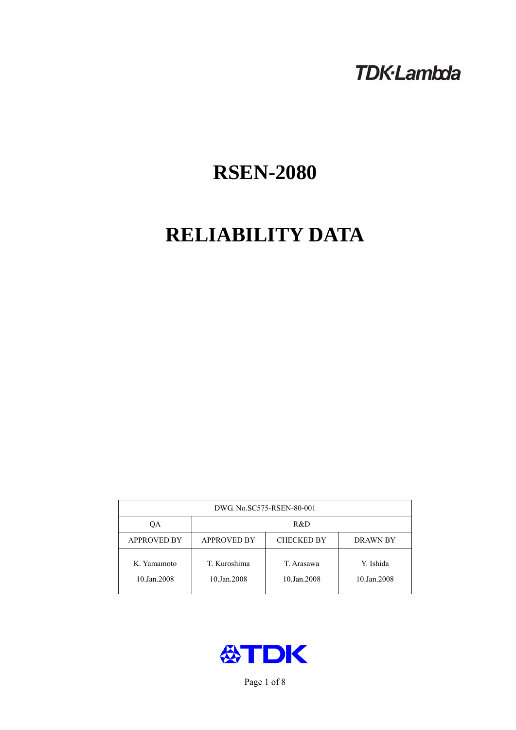TDK·Lambda

# RSEN-2080

# RELIABILITY DATA

| DWG. No.SC575-RSEN-80-001 | | | |
|---|---|---|---|
| QA | R&D | | |
| APPROVED BY | APPROVED BY | CHECKED BY | DRAWN BY |
| K. Yamamoto<br>10.Jan.2008 | T. Kuroshima<br>10.Jan.2008 | T. Arasawa<br>10.Jan.2008 | Y. Ishida<br>10.Jan.2008 |

TDK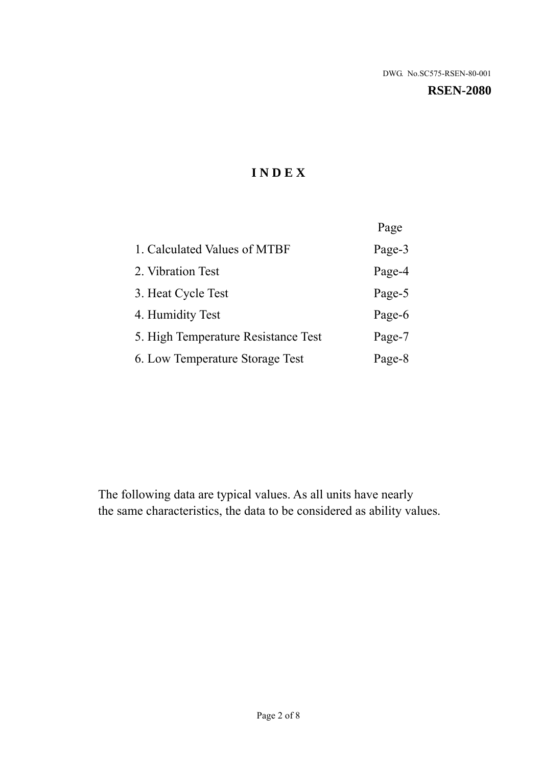DWG. No.SC575-RSEN-80-001

**RSEN-2080**

# INDEX

| | Page |
|---|---|
| 1. Calculated Values of MTBF | Page-3 |
| 2. Vibration Test | Page-4 |
| 3. Heat Cycle Test | Page-5 |
| 4. Humidity Test | Page-6 |
| 5. High Temperature Resistance Test | Page-7 |
| 6. Low Temperature Storage Test | Page-8 |

The following data are typical values. As all units have nearly the same characteristics, the data to be considered as ability values.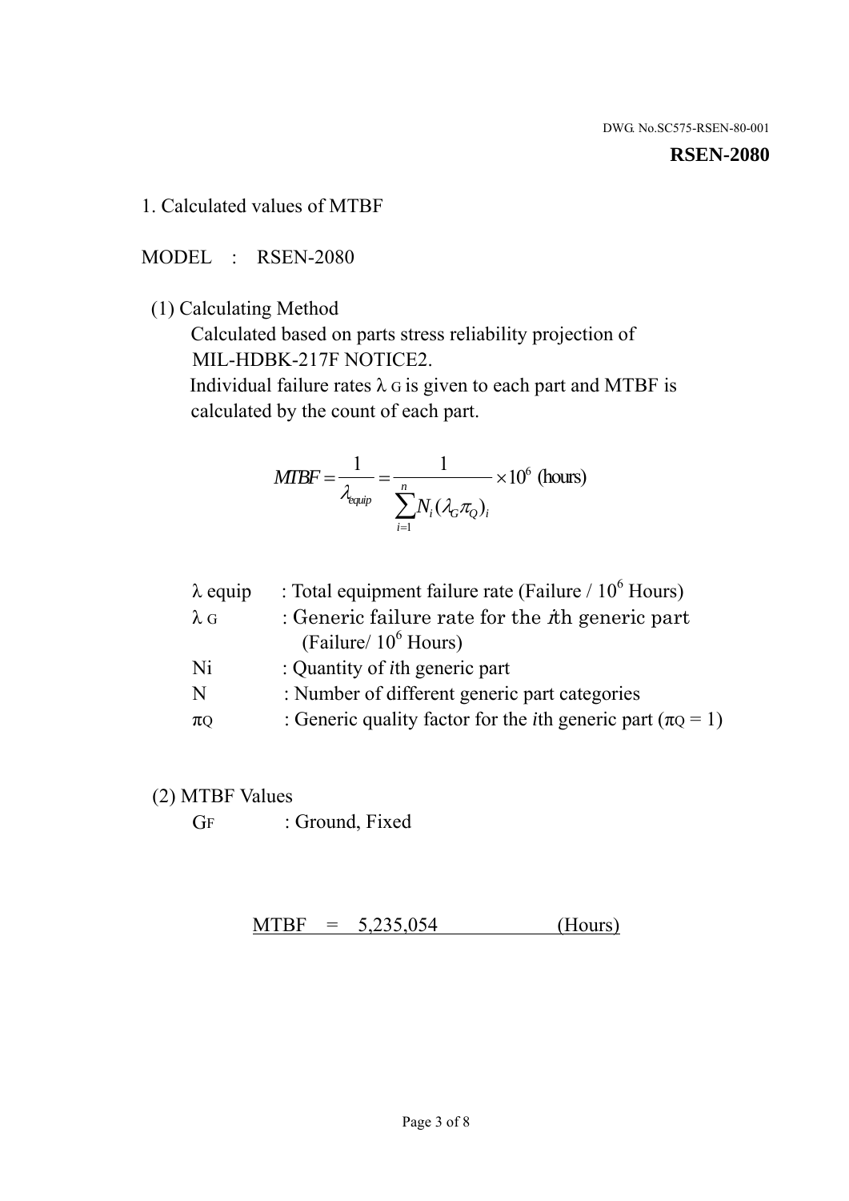DWG. No.SC575-RSEN-80-001

**RSEN-2080**

1. Calculated values of MTBF

MODEL : RSEN-2080

(1) Calculating Method

Calculated based on parts stress reliability projection of MIL-HDBK-217F NOTICE2.

Individual failure rates $\lambda_G$ is given to each part and MTBF is calculated by the count of each part.

$$MTBF = \frac{1}{\lambda_{equip}} = \frac{1}{\sum_{i=1}^{n} N_i (\lambda_G \pi_Q)_i} \times 10^6 \text{ (hours)}$$

| | |
|---|---|
| $\lambda$ equip | : Total equipment failure rate (Failure / $10^6$ Hours) |
| $\lambda_G$ | : Generic failure rate for the $i$th generic part (Failure/ $10^6$ Hours) |
| Ni | : Quantity of $i$th generic part |
| N | : Number of different generic part categories |
| $\pi_Q$ | : Generic quality factor for the $i$th generic part ($\pi_Q = 1$) |

(2) MTBF Values

$G_F$ : Ground, Fixed

MTBF = 5,235,054 (Hours)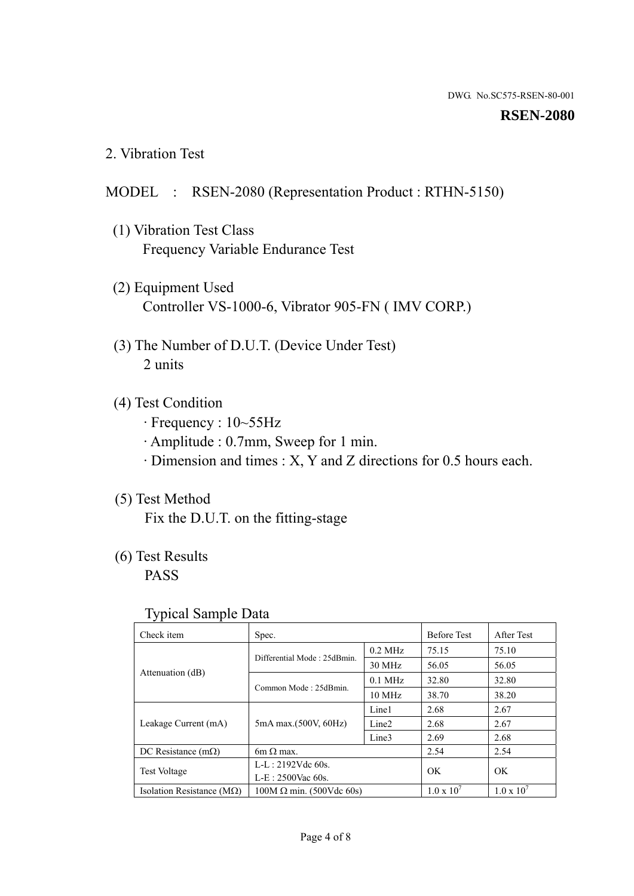DWG. No.SC575-RSEN-80-001

**RSEN-2080**

## 2. Vibration Test

MODEL : RSEN-2080 (Representation Product : RTHN-5150)

(1) Vibration Test Class
Frequency Variable Endurance Test

(2) Equipment Used
Controller VS-1000-6, Vibrator 905-FN ( IMV CORP.)

(3) The Number of D.U.T. (Device Under Test)
2 units

(4) Test Condition
· Frequency : 10~55Hz
· Amplitude : 0.7mm, Sweep for 1 min.
· Dimension and times : X, Y and Z directions for 0.5 hours each.

(5) Test Method
Fix the D.U.T. on the fitting-stage

(6) Test Results
PASS

Typical Sample Data

| Check item | Spec. | | Before Test | After Test |
|---|---|---|---|---|
| Attenuation (dB) | Differential Mode : 25dBmin. | 0.2 MHz | 75.15 | 75.10 |
| | | 30 MHz | 56.05 | 56.05 |
| | Common Mode : 25dBmin. | 0.1 MHz | 32.80 | 32.80 |
| | | 10 MHz | 38.70 | 38.20 |
| Leakage Current (mA) | 5mA max.(500V, 60Hz) | Line1 | 2.68 | 2.67 |
| | | Line2 | 2.68 | 2.67 |
| | | Line3 | 2.69 | 2.68 |
| DC Resistance (mΩ) | 6m Ω max. | | 2.54 | 2.54 |
| Test Voltage | L-L : 2192Vdc 60s.<br>L-E : 2500Vac 60s. | | OK | OK |
| Isolation Resistance (MΩ) | 100M Ω min. (500Vdc 60s) | | $1.0 \times 10^7$ | $1.0 \times 10^7$ |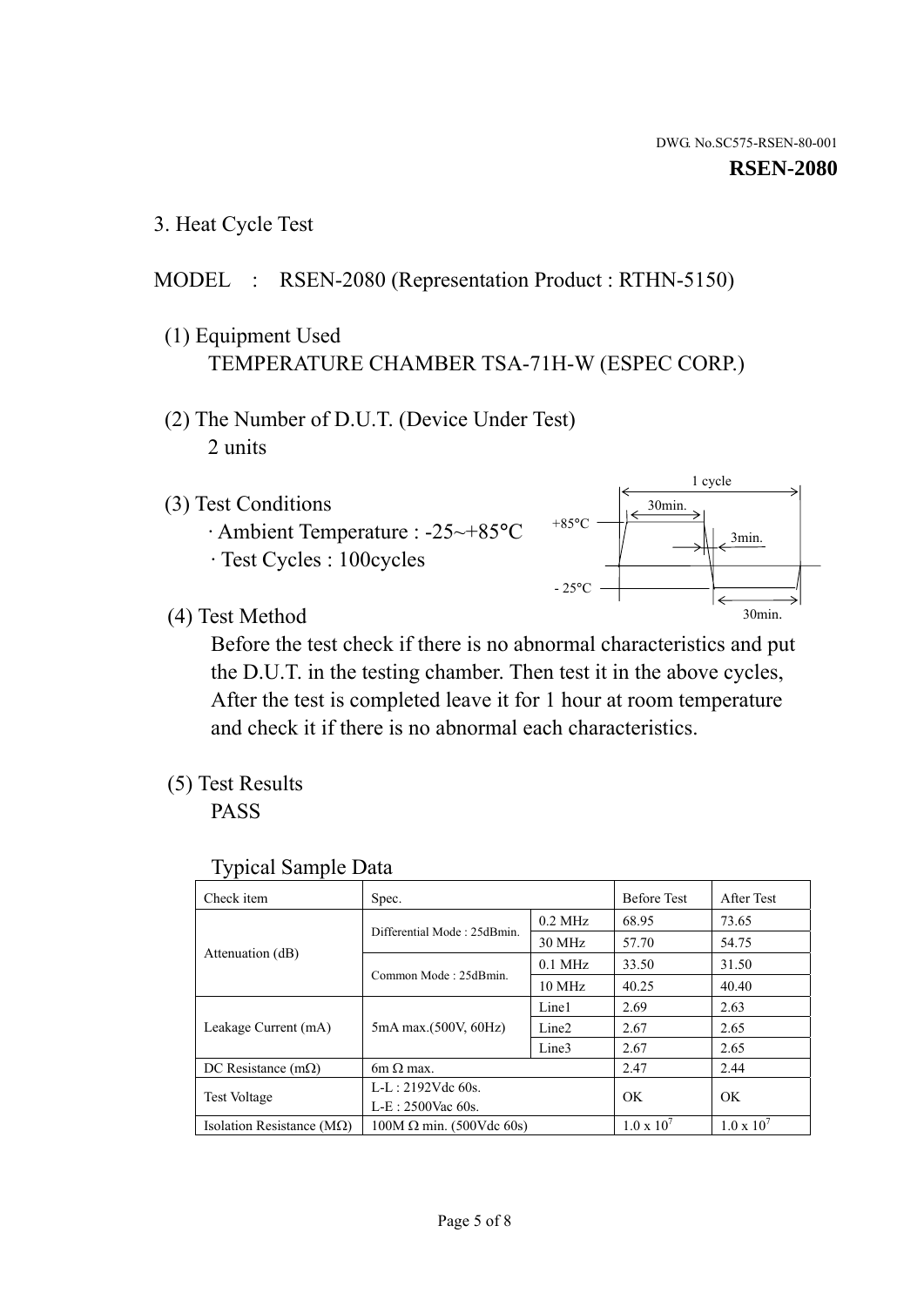DWG. No.SC575-RSEN-80-001

**RSEN-2080**

## 3. Heat Cycle Test

MODEL : RSEN-2080 (Representation Product : RTHN-5150)

(1) Equipment Used

TEMPERATURE CHAMBER TSA-71H-W (ESPEC CORP.)

(2) The Number of D.U.T. (Device Under Test)

2 units

(3) Test Conditions

· Ambient Temperature : -25~+85°C

· Test Cycles : 100cycles

1 cycle
30min.
+85°C
3min.
- 25°C
30min.

(4) Test Method

Before the test check if there is no abnormal characteristics and put the D.U.T. in the testing chamber. Then test it in the above cycles, After the test is completed leave it for 1 hour at room temperature and check it if there is no abnormal each characteristics.

(5) Test Results

PASS

Typical Sample Data

| Check item | Spec. | | Before Test | After Test |
|---|---|---|---|---|
| Attenuation (dB) | Differential Mode : 25dBmin. | 0.2 MHz | 68.95 | 73.65 |
| | | 30 MHz | 57.70 | 54.75 |
| | Common Mode : 25dBmin. | 0.1 MHz | 33.50 | 31.50 |
| | | 10 MHz | 40.25 | 40.40 |
| Leakage Current (mA) | 5mA max.(500V, 60Hz) | Line1 | 2.69 | 2.63 |
| | | Line2 | 2.67 | 2.65 |
| | | Line3 | 2.67 | 2.65 |
| DC Resistance (mΩ) | 6m Ω max. | | 2.47 | 2.44 |
| Test Voltage | L-L : 2192Vdc 60s. L-E : 2500Vac 60s. | | OK | OK |
| Isolation Resistance (MΩ) | 100M Ω min. (500Vdc 60s) | | $1.0 \times 10^7$ | $1.0 \times 10^7$ |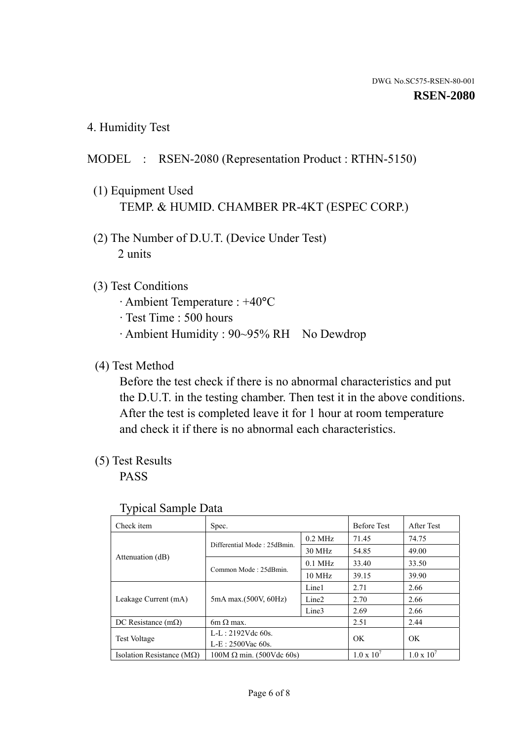DWG. No.SC575-RSEN-80-001

**RSEN-2080**

## 4. Humidity Test

MODEL : RSEN-2080 (Representation Product : RTHN-5150)

(1) Equipment Used
TEMP. & HUMID. CHAMBER PR-4KT (ESPEC CORP.)

(2) The Number of D.U.T. (Device Under Test)
2 units

(3) Test Conditions
- Ambient Temperature : +40°C
- Test Time : 500 hours
- Ambient Humidity : 90~95% RH No Dewdrop

(4) Test Method
Before the test check if there is no abnormal characteristics and put the D.U.T. in the testing chamber. Then test it in the above conditions. After the test is completed leave it for 1 hour at room temperature and check it if there is no abnormal each characteristics.

(5) Test Results
PASS

Typical Sample Data

| Check item | Spec. | | Before Test | After Test |
|---|---|---|---|---|
| Attenuation (dB) | Differential Mode : 25dBmin. | 0.2 MHz | 71.45 | 74.75 |
| | | 30 MHz | 54.85 | 49.00 |
| | Common Mode : 25dBmin. | 0.1 MHz | 33.40 | 33.50 |
| | | 10 MHz | 39.15 | 39.90 |
| Leakage Current (mA) | 5mA max.(500V, 60Hz) | Line1 | 2.71 | 2.66 |
| | | Line2 | 2.70 | 2.66 |
| | | Line3 | 2.69 | 2.66 |
| DC Resistance (mΩ) | 6m Ω max. | | 2.51 | 2.44 |
| Test Voltage | L-L : 2192Vdc 60s.<br>L-E : 2500Vac 60s. | | OK | OK |
| Isolation Resistance (MΩ) | 100M Ω min. (500Vdc 60s) | | $1.0 \times 10^7$ | $1.0 \times 10^7$ |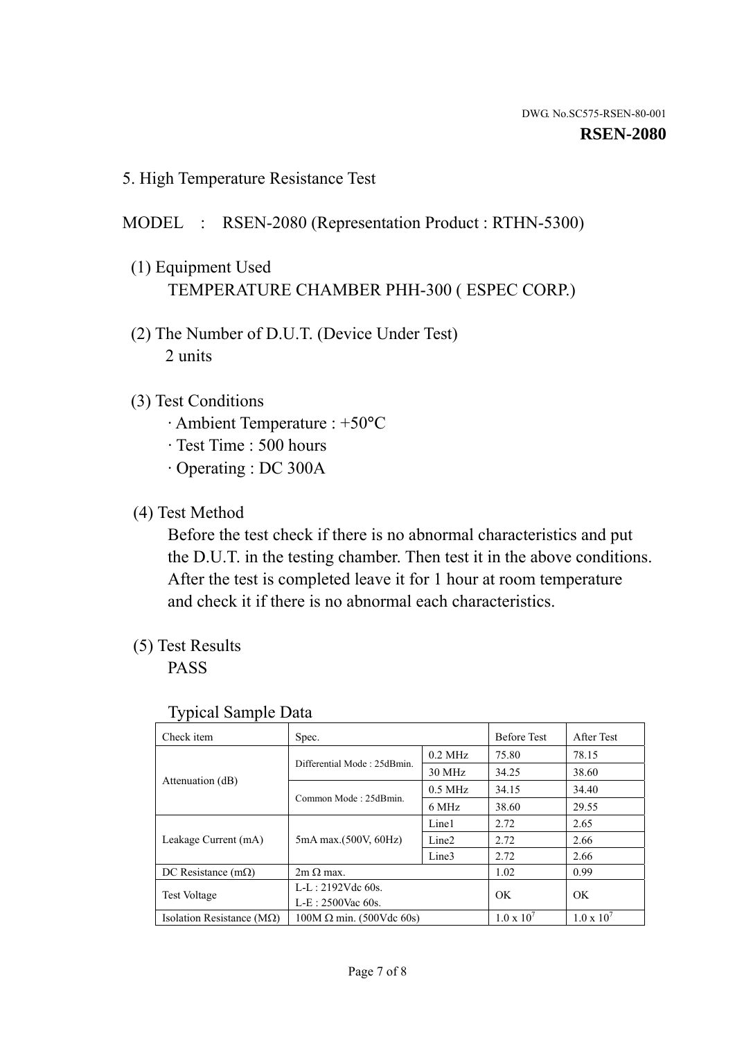DWG. No.SC575-RSEN-80-001

**RSEN-2080**

## 5. High Temperature Resistance Test

MODEL : RSEN-2080 (Representation Product : RTHN-5300)

(1) Equipment Used

TEMPERATURE CHAMBER PHH-300 ( ESPEC CORP.)

(2) The Number of D.U.T. (Device Under Test)

2 units

(3) Test Conditions

- Ambient Temperature : +50°C
- Test Time : 500 hours
- Operating : DC 300A

(4) Test Method

Before the test check if there is no abnormal characteristics and put the D.U.T. in the testing chamber. Then test it in the above conditions. After the test is completed leave it for 1 hour at room temperature and check it if there is no abnormal each characteristics.

(5) Test Results

PASS

Typical Sample Data

| Check item | Spec. | | Before Test | After Test |
|---|---|---|---|---|
| Attenuation (dB) | Differential Mode : 25dBmin. | 0.2 MHz | 75.80 | 78.15 |
| | | 30 MHz | 34.25 | 38.60 |
| | Common Mode : 25dBmin. | 0.5 MHz | 34.15 | 34.40 |
| | | 6 MHz | 38.60 | 29.55 |
| Leakage Current (mA) | 5mA max.(500V, 60Hz) | Line1 | 2.72 | 2.65 |
| | | Line2 | 2.72 | 2.66 |
| | | Line3 | 2.72 | 2.66 |
| DC Resistance (mΩ) | 2m Ω max. | | 1.02 | 0.99 |
| Test Voltage | L-L : 2192Vdc 60s.<br>L-E : 2500Vac 60s. | | OK | OK |
| Isolation Resistance (MΩ) | 100M Ω min. (500Vdc 60s) | | $1.0 \times 10^7$ | $1.0 \times 10^7$ |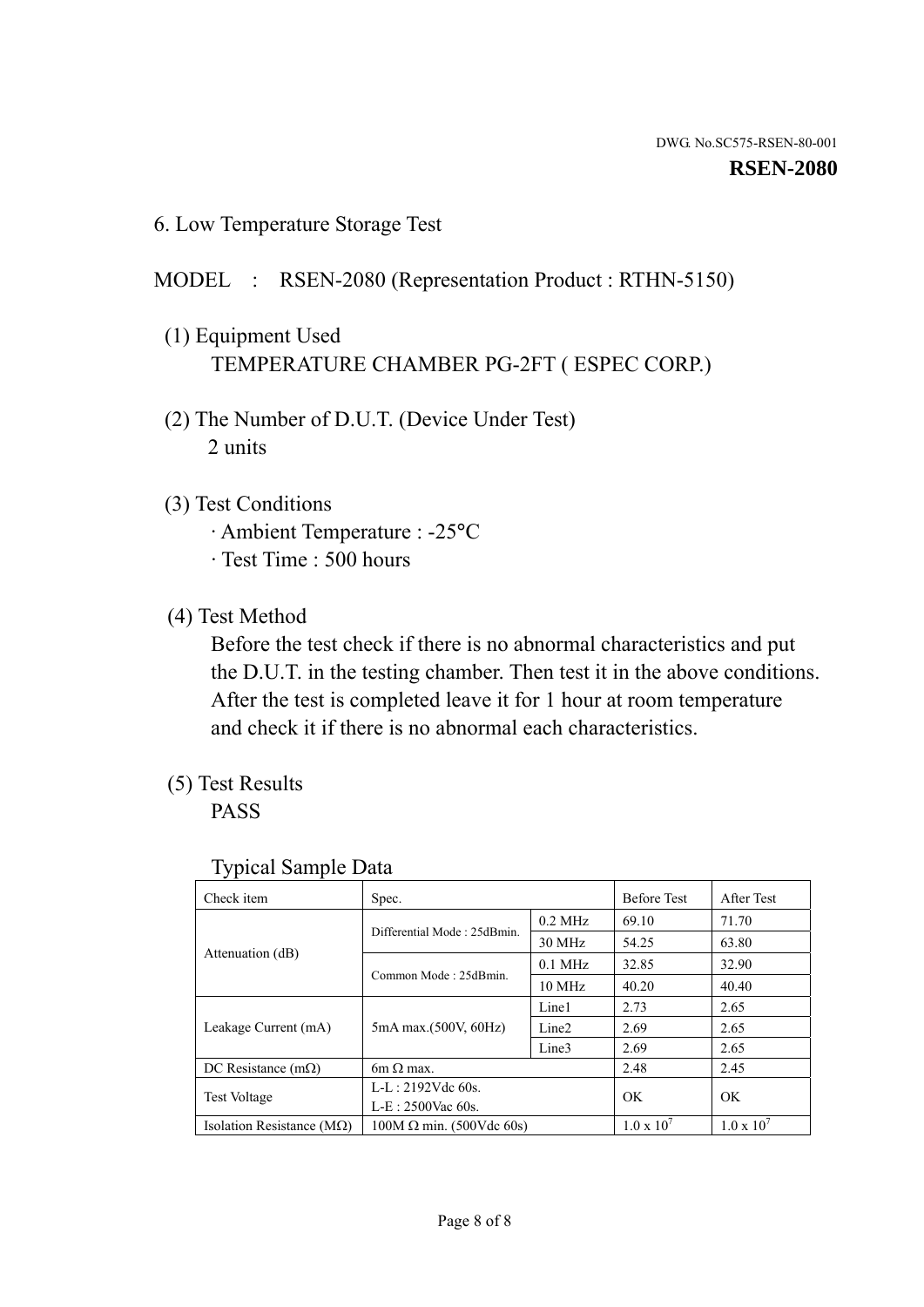DWG. No.SC575-RSEN-80-001

**RSEN-2080**

## 6. Low Temperature Storage Test

MODEL : RSEN-2080 (Representation Product : RTHN-5150)

(1) Equipment Used
TEMPERATURE CHAMBER PG-2FT ( ESPEC CORP.)

(2) The Number of D.U.T. (Device Under Test)
2 units

(3) Test Conditions
· Ambient Temperature : -25°C
· Test Time : 500 hours

(4) Test Method
Before the test check if there is no abnormal characteristics and put the D.U.T. in the testing chamber. Then test it in the above conditions. After the test is completed leave it for 1 hour at room temperature and check it if there is no abnormal each characteristics.

(5) Test Results
PASS

Typical Sample Data

| Check item | Spec. | | Before Test | After Test |
|---|---|---|---|---|
| Attenuation (dB) | Differential Mode : 25dBmin. | 0.2 MHz | 69.10 | 71.70 |
| | | 30 MHz | 54.25 | 63.80 |
| | Common Mode : 25dBmin. | 0.1 MHz | 32.85 | 32.90 |
| | | 10 MHz | 40.20 | 40.40 |
| Leakage Current (mA) | 5mA max.(500V, 60Hz) | Line1 | 2.73 | 2.65 |
| | | Line2 | 2.69 | 2.65 |
| | | Line3 | 2.69 | 2.65 |
| DC Resistance (mΩ) | 6m Ω max. | | 2.48 | 2.45 |
| Test Voltage | L-L : 2192Vdc 60s.<br>L-E : 2500Vac 60s. | | OK | OK |
| Isolation Resistance (MΩ) | 100M Ω min. (500Vdc 60s) | | $1.0 \times 10^7$ | $1.0 \times 10^7$ |